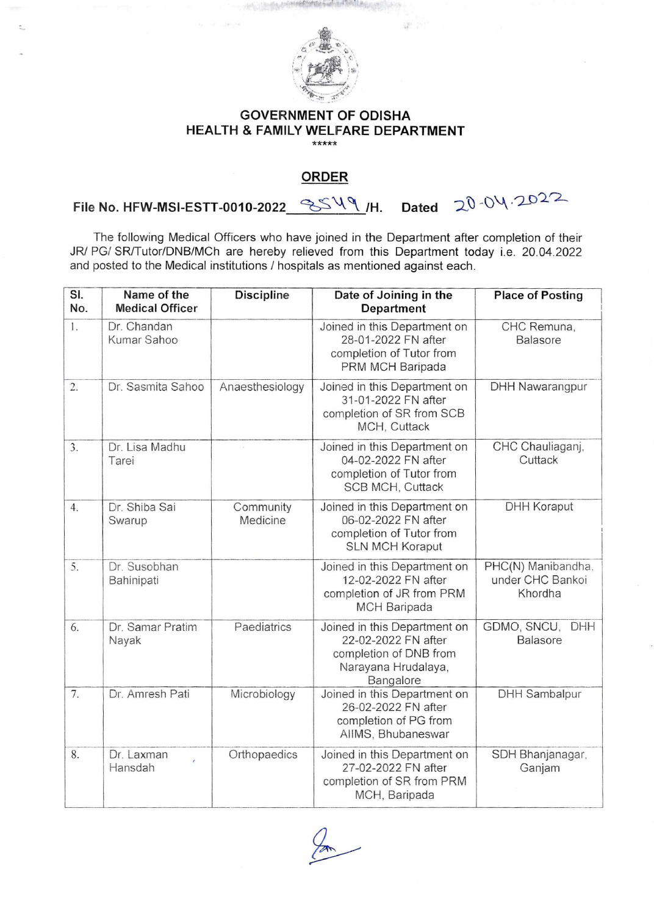# GOVERNMENT OF ODISHA
## HEALTH & FAMILY WELFARE DEPARTMENT

\*\*\*\*\*

## ORDER

**File No. HFW-MSI-ESTT-0010-2022\_\_8549\_\_/H. Dated 20-04-2022**

The following Medical Officers who have joined in the Department after completion of their JR/ PG/ SR/Tutor/DNB/MCh are hereby relieved from this Department today i.e. 20.04.2022 and posted to the Medical institutions / hospitals as mentioned against each.

| Sl. No. | Name of the Medical Officer | Discipline | Date of Joining in the Department | Place of Posting |
|---|---|---|---|---|
| 1. | Dr. Chandan Kumar Sahoo | | Joined in this Department on 28-01-2022 FN after completion of Tutor from PRM MCH Baripada | CHC Remuna, Balasore |
| 2. | Dr. Sasmita Sahoo | Anaesthesiology | Joined in this Department on 31-01-2022 FN after completion of SR from SCB MCH, Cuttack | DHH Nawarangpur |
| 3. | Dr. Lisa Madhu Tarei | | Joined in this Department on 04-02-2022 FN after completion of Tutor from SCB MCH, Cuttack | CHC Chauliaganj, Cuttack |
| 4. | Dr. Shiba Sai Swarup | Community Medicine | Joined in this Department on 06-02-2022 FN after completion of Tutor from SLN MCH Koraput | DHH Koraput |
| 5. | Dr. Susobhan Bahinipati | | Joined in this Department on 12-02-2022 FN after completion of JR from PRM MCH Baripada | PHC(N) Manibandha, under CHC Bankoi Khordha |
| 6. | Dr. Samar Pratim Nayak | Paediatrics | Joined in this Department on 22-02-2022 FN after completion of DNB from Narayana Hrudalaya, Bangalore | GDMO, SNCU, DHH Balasore |
| 7. | Dr. Amresh Pati | Microbiology | Joined in this Department on 26-02-2022 FN after completion of PG from AIIMS, Bhubaneswar | DHH Sambalpur |
| 8. | Dr. Laxman Hansdah | Orthopaedics | Joined in this Department on 27-02-2022 FN after completion of SR from PRM MCH, Baripada | SDH Bhanjanagar, Ganjam |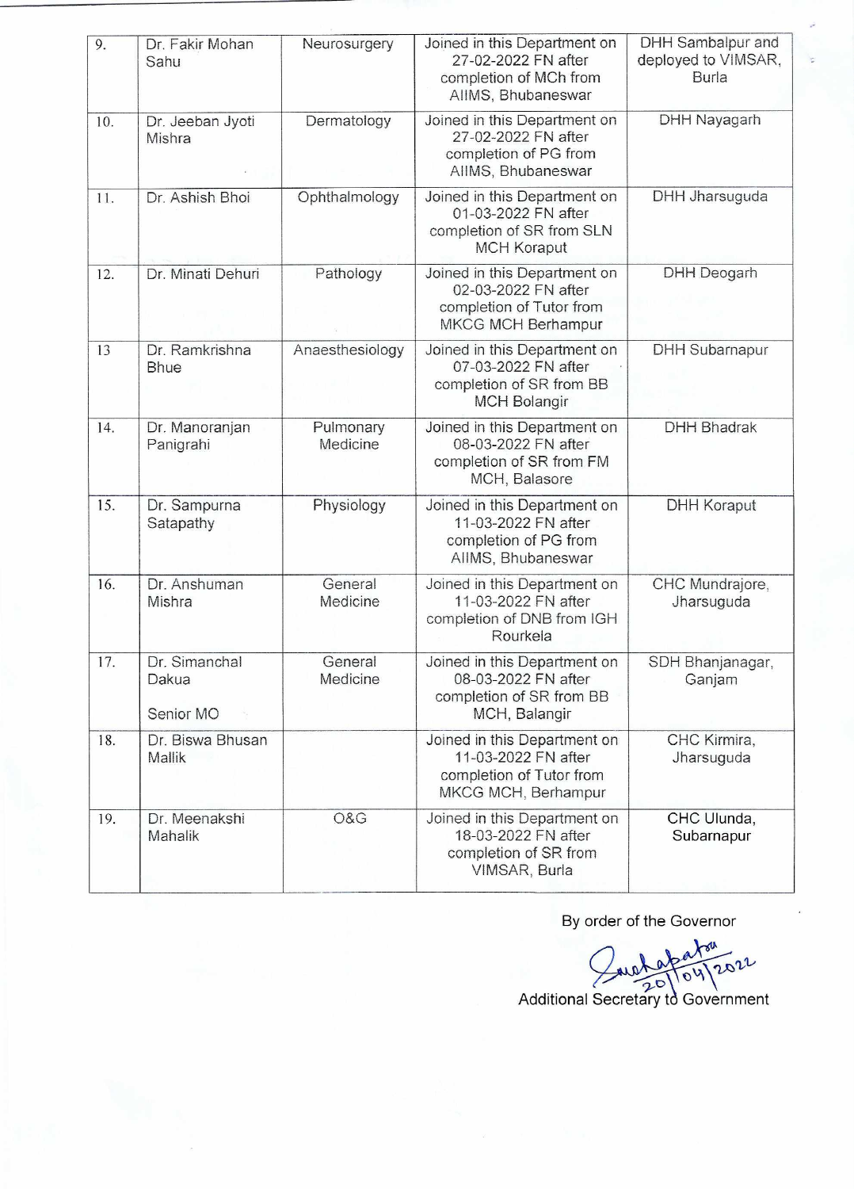| 9. | Dr. Fakir Mohan Sahu | Neurosurgery | Joined in this Department on 27-02-2022 FN after completion of MCh from AIIMS, Bhubaneswar | DHH Sambalpur and deployed to VIMSAR, Burla |
|---|---|---|---|---|
| 10. | Dr. Jeeban Jyoti Mishra | Dermatology | Joined in this Department on 27-02-2022 FN after completion of PG from AIIMS, Bhubaneswar | DHH Nayagarh |
| 11. | Dr. Ashish Bhoi | Ophthalmology | Joined in this Department on 01-03-2022 FN after completion of SR from SLN MCH Koraput | DHH Jharsuguda |
| 12. | Dr. Minati Dehuri | Pathology | Joined in this Department on 02-03-2022 FN after completion of Tutor from MKCG MCH Berhampur | DHH Deogarh |
| 13 | Dr. Ramkrishna Bhue | Anaesthesiology | Joined in this Department on 07-03-2022 FN after completion of SR from BB MCH Bolangir | DHH Subarnapur |
| 14. | Dr. Manoranjan Panigrahi | Pulmonary Medicine | Joined in this Department on 08-03-2022 FN after completion of SR from FM MCH, Balasore | DHH Bhadrak |
| 15. | Dr. Sampurna Satapathy | Physiology | Joined in this Department on 11-03-2022 FN after completion of PG from AIIMS, Bhubaneswar | DHH Koraput |
| 16. | Dr. Anshuman Mishra | General Medicine | Joined in this Department on 11-03-2022 FN after completion of DNB from IGH Rourkela | CHC Mundrajore, Jharsuguda |
| 17. | Dr. Simanchal Dakua<br><br>Senior MO | General Medicine | Joined in this Department on 08-03-2022 FN after completion of SR from BB MCH, Balangir | SDH Bhanjanagar, Ganjam |
| 18. | Dr. Biswa Bhusan Mallik | | Joined in this Department on 11-03-2022 FN after completion of Tutor from MKCG MCH, Berhampur | CHC Kirmira, Jharsuguda |
| 19. | Dr. Meenakshi Mahalik | O&G | Joined in this Department on 18-03-2022 FN after completion of SR from VIMSAR, Burla | CHC Ulunda, Subarnapur |

By order of the Governor

Sd/- 20/04/2022

Additional Secretary to Government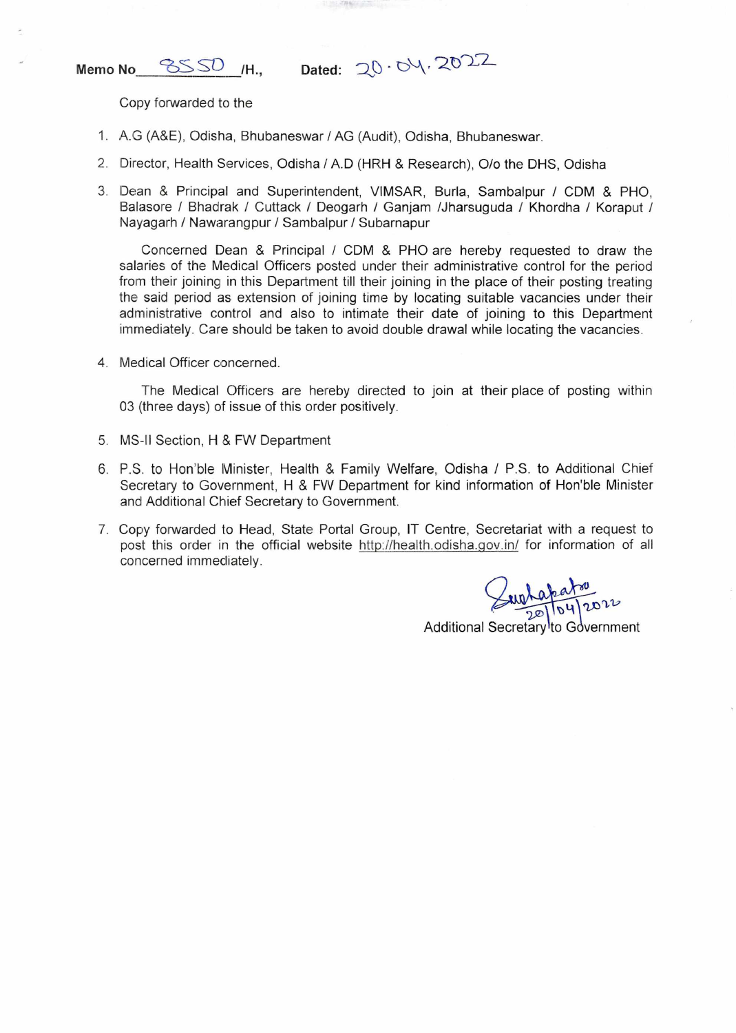Memo No 8550 /H., Dated: 20.04.2022

Copy forwarded to the

1. A.G (A&E), Odisha, Bhubaneswar / AG (Audit), Odisha, Bhubaneswar.
2. Director, Health Services, Odisha / A.D (HRH & Research), O/o the DHS, Odisha
3. Dean & Principal and Superintendent, VIMSAR, Burla, Sambalpur / CDM & PHO, Balasore / Bhadrak / Cuttack / Deogarh / Ganjam /Jharsuguda / Khordha / Koraput / Nayagarh / Nawarangpur / Sambalpur / Subarnapur

   Concerned Dean & Principal / CDM & PHO are hereby requested to draw the salaries of the Medical Officers posted under their administrative control for the period from their joining in this Department till their joining in the place of their posting treating the said period as extension of joining time by locating suitable vacancies under their administrative control and also to intimate their date of joining to this Department immediately. Care should be taken to avoid double drawal while locating the vacancies.

4. Medical Officer concerned.

   The Medical Officers are hereby directed to join at their place of posting within 03 (three days) of issue of this order positively.

5. MS-II Section, H & FW Department
6. P.S. to Hon'ble Minister, Health & Family Welfare, Odisha / P.S. to Additional Chief Secretary to Government, H & FW Department for kind information of Hon'ble Minister and Additional Chief Secretary to Government.
7. Copy forwarded to Head, State Portal Group, IT Centre, Secretariat with a request to post this order in the official website http://health.odisha.gov.in/ for information of all concerned immediately.

Sd/- 20/04/2022

Additional Secretary to Government